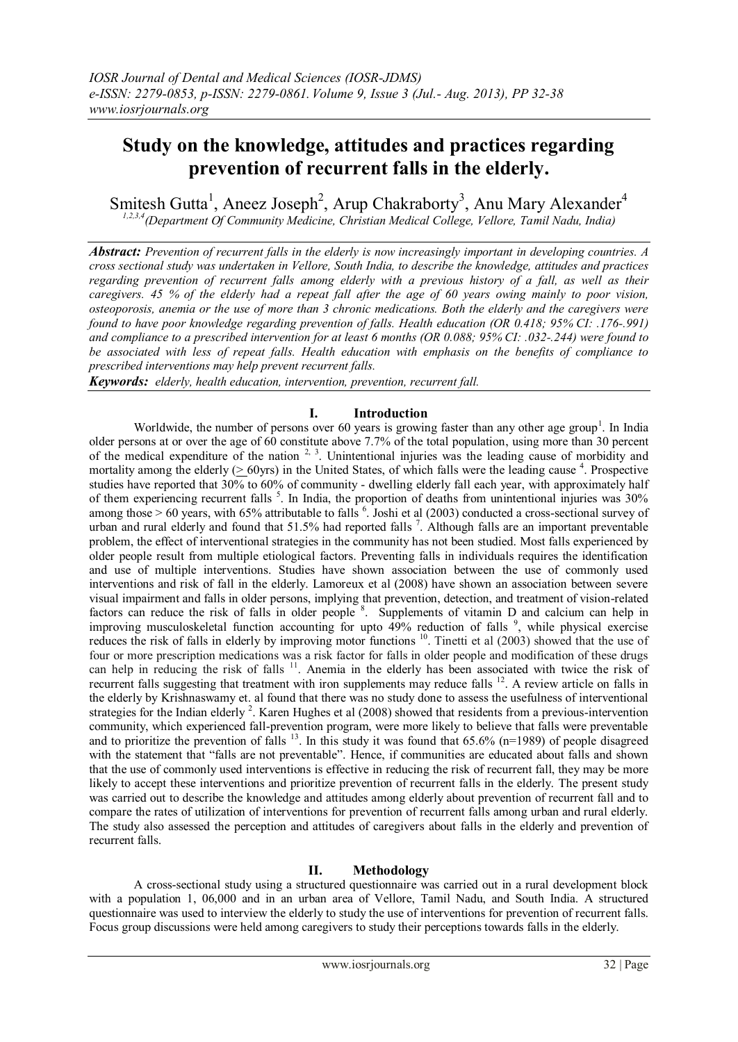# Study on the knowledge, attitudes and practices regarding prevention of recurrent falls in the elderly.

Smitesh Gutta[1], Aneez Joseph[2], Arup Chakraborty[3], Anu Mary Alexander[4]

[1,2,3,4](Department Of Community Medicine, Christian Medical College, Vellore, Tamil Nadu, India)

***Abstract:*** *Prevention of recurrent falls in the elderly is now increasingly important in developing countries. A cross sectional study was undertaken in Vellore, South India, to describe the knowledge, attitudes and practices regarding prevention of recurrent falls among elderly with a previous history of a fall, as well as their caregivers. 45 % of the elderly had a repeat fall after the age of 60 years owing mainly to poor vision, osteoporosis, anemia or the use of more than 3 chronic medications. Both the elderly and the caregivers were found to have poor knowledge regarding prevention of falls. Health education (OR 0.418; 95% CI: .176-.991) and compliance to a prescribed intervention for at least 6 months (OR 0.088; 95% CI: .032-.244) were found to be associated with less of repeat falls. Health education with emphasis on the benefits of compliance to prescribed interventions may help prevent recurrent falls.*

***Keywords:*** *elderly, health education, intervention, prevention, recurrent fall.*

## I. Introduction

Worldwide, the number of persons over 60 years is growing faster than any other age group[1]. In India older persons at or over the age of 60 constitute above 7.7% of the total population, using more than 30 percent of the medical expenditure of the nation [2, 3]. Unintentional injuries was the leading cause of morbidity and mortality among the elderly ($\geq$ 60yrs) in the United States, of which falls were the leading cause [4]. Prospective studies have reported that 30% to 60% of community - dwelling elderly fall each year, with approximately half of them experiencing recurrent falls [5]. In India, the proportion of deaths from unintentional injuries was 30% among those > 60 years, with 65% attributable to falls [6]. Joshi et al (2003) conducted a cross-sectional survey of urban and rural elderly and found that 51.5% had reported falls [7]. Although falls are an important preventable problem, the effect of interventional strategies in the community has not been studied. Most falls experienced by older people result from multiple etiological factors. Preventing falls in individuals requires the identification and use of multiple interventions. Studies have shown association between the use of commonly used interventions and risk of fall in the elderly. Lamoreux et al (2008) have shown an association between severe visual impairment and falls in older persons, implying that prevention, detection, and treatment of vision-related factors can reduce the risk of falls in older people [8]. Supplements of vitamin D and calcium can help in improving musculoskeletal function accounting for upto 49% reduction of falls [9], while physical exercise reduces the risk of falls in elderly by improving motor functions [10]. Tinetti et al (2003) showed that the use of four or more prescription medications was a risk factor for falls in older people and modification of these drugs can help in reducing the risk of falls [11]. Anemia in the elderly has been associated with twice the risk of recurrent falls suggesting that treatment with iron supplements may reduce falls [12]. A review article on falls in the elderly by Krishnaswamy et. al found that there was no study done to assess the usefulness of interventional strategies for the Indian elderly [2]. Karen Hughes et al (2008) showed that residents from a previous-intervention community, which experienced fall-prevention program, were more likely to believe that falls were preventable and to prioritize the prevention of falls [13]. In this study it was found that 65.6% (n=1989) of people disagreed with the statement that "falls are not preventable". Hence, if communities are educated about falls and shown that the use of commonly used interventions is effective in reducing the risk of recurrent fall, they may be more likely to accept these interventions and prioritize prevention of recurrent falls in the elderly. The present study was carried out to describe the knowledge and attitudes among elderly about prevention of recurrent fall and to compare the rates of utilization of interventions for prevention of recurrent falls among urban and rural elderly. The study also assessed the perception and attitudes of caregivers about falls in the elderly and prevention of recurrent falls.

## II. Methodology

A cross-sectional study using a structured questionnaire was carried out in a rural development block with a population 1, 06,000 and in an urban area of Vellore, Tamil Nadu, and South India. A structured questionnaire was used to interview the elderly to study the use of interventions for prevention of recurrent falls. Focus group discussions were held among caregivers to study their perceptions towards falls in the elderly.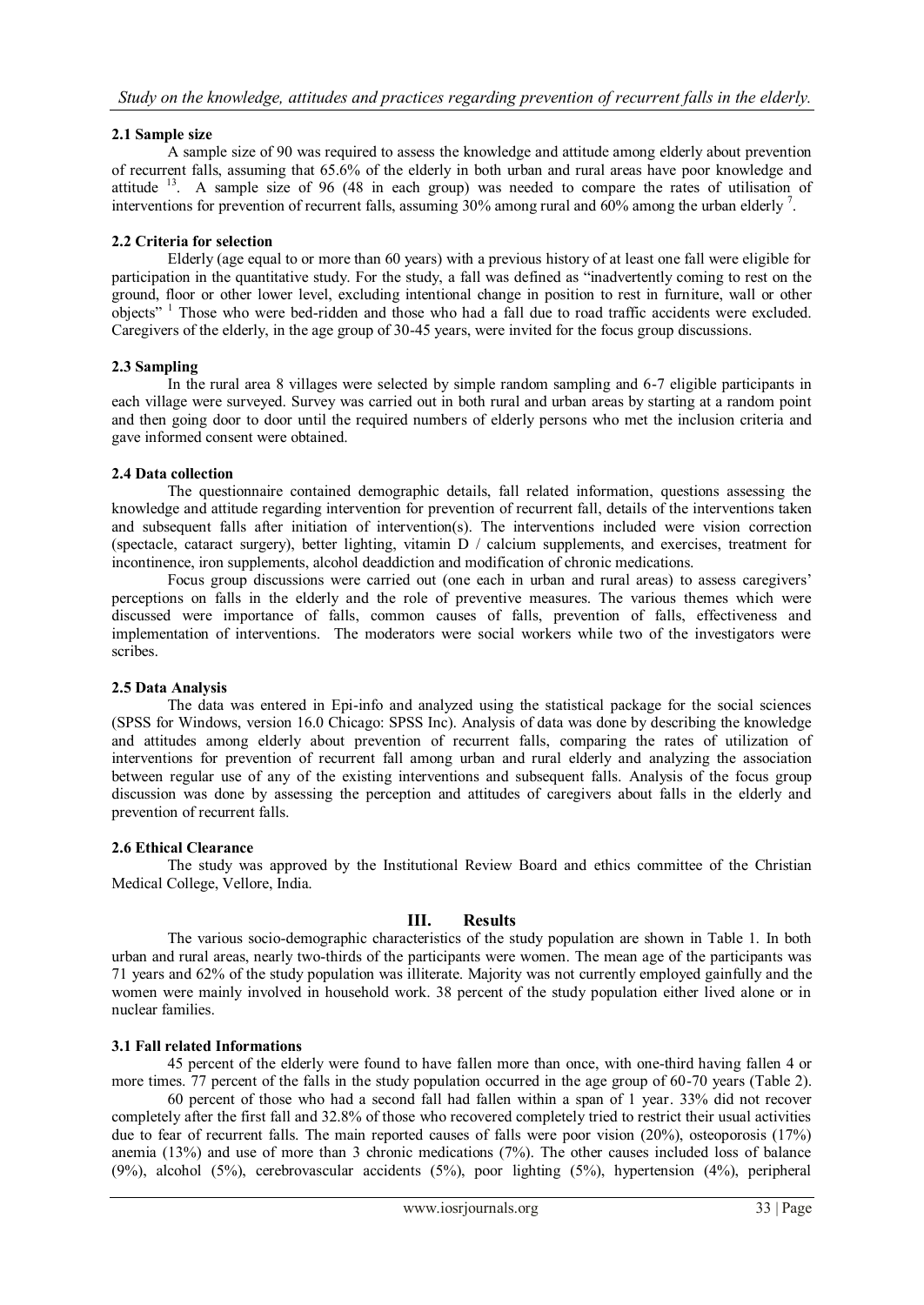### 2.1 Sample size

A sample size of 90 was required to assess the knowledge and attitude among elderly about prevention of recurrent falls, assuming that 65.6% of the elderly in both urban and rural areas have poor knowledge and attitude [13]. A sample size of 96 (48 in each group) was needed to compare the rates of utilisation of interventions for prevention of recurrent falls, assuming 30% among rural and 60% among the urban elderly [7].

### 2.2 Criteria for selection

Elderly (age equal to or more than 60 years) with a previous history of at least one fall were eligible for participation in the quantitative study. For the study, a fall was defined as "inadvertently coming to rest on the ground, floor or other lower level, excluding intentional change in position to rest in furniture, wall or other objects" [1] Those who were bed-ridden and those who had a fall due to road traffic accidents were excluded. Caregivers of the elderly, in the age group of 30-45 years, were invited for the focus group discussions.

### 2.3 Sampling

In the rural area 8 villages were selected by simple random sampling and 6-7 eligible participants in each village were surveyed. Survey was carried out in both rural and urban areas by starting at a random point and then going door to door until the required numbers of elderly persons who met the inclusion criteria and gave informed consent were obtained.

### 2.4 Data collection

The questionnaire contained demographic details, fall related information, questions assessing the knowledge and attitude regarding intervention for prevention of recurrent fall, details of the interventions taken and subsequent falls after initiation of intervention(s). The interventions included were vision correction (spectacle, cataract surgery), better lighting, vitamin D / calcium supplements, and exercises, treatment for incontinence, iron supplements, alcohol deaddiction and modification of chronic medications.

Focus group discussions were carried out (one each in urban and rural areas) to assess caregivers' perceptions on falls in the elderly and the role of preventive measures. The various themes which were discussed were importance of falls, common causes of falls, prevention of falls, effectiveness and implementation of interventions. The moderators were social workers while two of the investigators were scribes.

### 2.5 Data Analysis

The data was entered in Epi-info and analyzed using the statistical package for the social sciences (SPSS for Windows, version 16.0 Chicago: SPSS Inc). Analysis of data was done by describing the knowledge and attitudes among elderly about prevention of recurrent falls, comparing the rates of utilization of interventions for prevention of recurrent fall among urban and rural elderly and analyzing the association between regular use of any of the existing interventions and subsequent falls. Analysis of the focus group discussion was done by assessing the perception and attitudes of caregivers about falls in the elderly and prevention of recurrent falls.

### 2.6 Ethical Clearance

The study was approved by the Institutional Review Board and ethics committee of the Christian Medical College, Vellore, India.

## III. Results

The various socio-demographic characteristics of the study population are shown in Table 1. In both urban and rural areas, nearly two-thirds of the participants were women. The mean age of the participants was 71 years and 62% of the study population was illiterate. Majority was not currently employed gainfully and the women were mainly involved in household work. 38 percent of the study population either lived alone or in nuclear families.

### 3.1 Fall related Informations

45 percent of the elderly were found to have fallen more than once, with one-third having fallen 4 or more times. 77 percent of the falls in the study population occurred in the age group of 60-70 years (Table 2).

60 percent of those who had a second fall had fallen within a span of 1 year. 33% did not recover completely after the first fall and 32.8% of those who recovered completely tried to restrict their usual activities due to fear of recurrent falls. The main reported causes of falls were poor vision (20%), osteoporosis (17%) anemia (13%) and use of more than 3 chronic medications (7%). The other causes included loss of balance (9%), alcohol (5%), cerebrovascular accidents (5%), poor lighting (5%), hypertension (4%), peripheral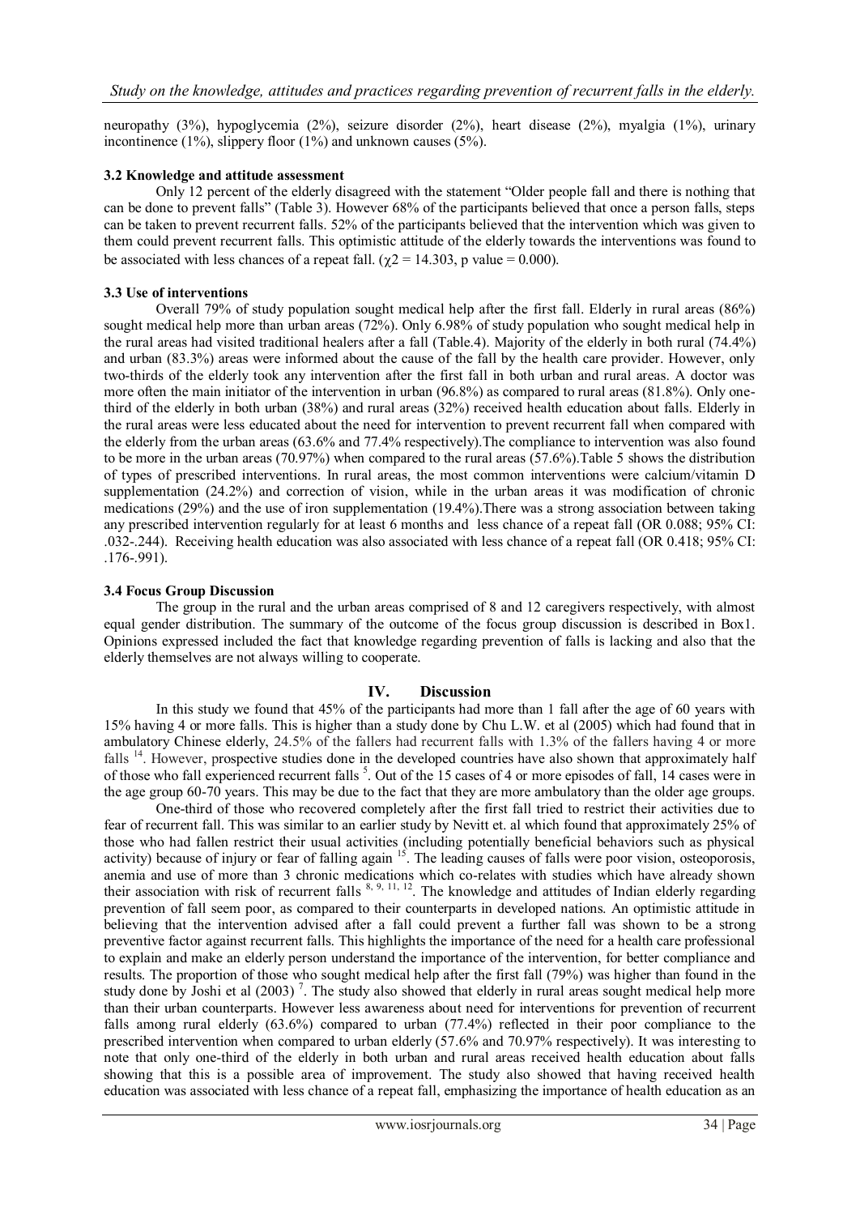neuropathy (3%), hypoglycemia (2%), seizure disorder (2%), heart disease (2%), myalgia (1%), urinary incontinence (1%), slippery floor (1%) and unknown causes (5%).

### 3.2 Knowledge and attitude assessment

Only 12 percent of the elderly disagreed with the statement "Older people fall and there is nothing that can be done to prevent falls" (Table 3). However 68% of the participants believed that once a person falls, steps can be taken to prevent recurrent falls. 52% of the participants believed that the intervention which was given to them could prevent recurrent falls. This optimistic attitude of the elderly towards the interventions was found to be associated with less chances of a repeat fall. ($\chi^2 = 14.303$, p value = 0.000).

### 3.3 Use of interventions

Overall 79% of study population sought medical help after the first fall. Elderly in rural areas (86%) sought medical help more than urban areas (72%). Only 6.98% of study population who sought medical help in the rural areas had visited traditional healers after a fall (Table.4). Majority of the elderly in both rural (74.4%) and urban (83.3%) areas were informed about the cause of the fall by the health care provider. However, only two-thirds of the elderly took any intervention after the first fall in both urban and rural areas. A doctor was more often the main initiator of the intervention in urban (96.8%) as compared to rural areas (81.8%). Only one-third of the elderly in both urban (38%) and rural areas (32%) received health education about falls. Elderly in the rural areas were less educated about the need for intervention to prevent recurrent fall when compared with the elderly from the urban areas (63.6% and 77.4% respectively).The compliance to intervention was also found to be more in the urban areas (70.97%) when compared to the rural areas (57.6%).Table 5 shows the distribution of types of prescribed interventions. In rural areas, the most common interventions were calcium/vitamin D supplementation (24.2%) and correction of vision, while in the urban areas it was modification of chronic medications (29%) and the use of iron supplementation (19.4%).There was a strong association between taking any prescribed intervention regularly for at least 6 months and less chance of a repeat fall (OR 0.088; 95% CI: .032-.244). Receiving health education was also associated with less chance of a repeat fall (OR 0.418; 95% CI: .176-.991).

### 3.4 Focus Group Discussion

The group in the rural and the urban areas comprised of 8 and 12 caregivers respectively, with almost equal gender distribution. The summary of the outcome of the focus group discussion is described in Box1. Opinions expressed included the fact that knowledge regarding prevention of falls is lacking and also that the elderly themselves are not always willing to cooperate.

## IV. Discussion

In this study we found that 45% of the participants had more than 1 fall after the age of 60 years with 15% having 4 or more falls. This is higher than a study done by Chu L.W. et al (2005) which had found that in ambulatory Chinese elderly, 24.5% of the fallers had recurrent falls with 1.3% of the fallers having 4 or more falls [14]. However, prospective studies done in the developed countries have also shown that approximately half of those who fall experienced recurrent falls [5]. Out of the 15 cases of 4 or more episodes of fall, 14 cases were in the age group 60-70 years. This may be due to the fact that they are more ambulatory than the older age groups.

One-third of those who recovered completely after the first fall tried to restrict their activities due to fear of recurrent fall. This was similar to an earlier study by Nevitt et. al which found that approximately 25% of those who had fallen restrict their usual activities (including potentially beneficial behaviors such as physical activity) because of injury or fear of falling again [15]. The leading causes of falls were poor vision, osteoporosis, anemia and use of more than 3 chronic medications which co-relates with studies which have already shown their association with risk of recurrent falls [8, 9, 11, 12]. The knowledge and attitudes of Indian elderly regarding prevention of fall seem poor, as compared to their counterparts in developed nations. An optimistic attitude in believing that the intervention advised after a fall could prevent a further fall was shown to be a strong preventive factor against recurrent falls. This highlights the importance of the need for a health care professional to explain and make an elderly person understand the importance of the intervention, for better compliance and results. The proportion of those who sought medical help after the first fall (79%) was higher than found in the study done by Joshi et al (2003) [7]. The study also showed that elderly in rural areas sought medical help more than their urban counterparts. However less awareness about need for interventions for prevention of recurrent falls among rural elderly (63.6%) compared to urban (77.4%) reflected in their poor compliance to the prescribed intervention when compared to urban elderly (57.6% and 70.97% respectively). It was interesting to note that only one-third of the elderly in both urban and rural areas received health education about falls showing that this is a possible area of improvement. The study also showed that having received health education was associated with less chance of a repeat fall, emphasizing the importance of health education as an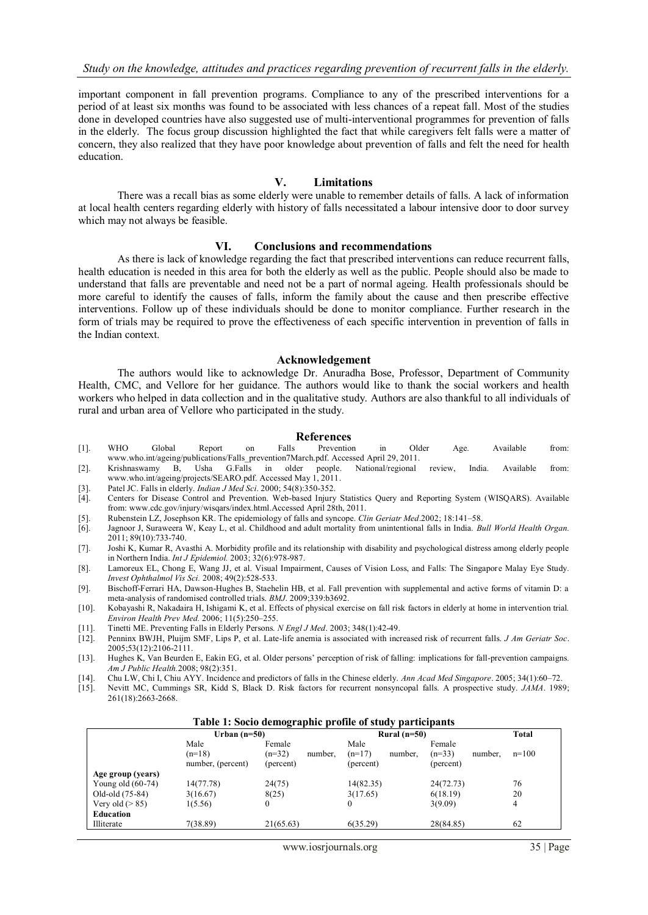important component in fall prevention programs. Compliance to any of the prescribed interventions for a period of at least six months was found to be associated with less chances of a repeat fall. Most of the studies done in developed countries have also suggested use of multi-interventional programmes for prevention of falls in the elderly. The focus group discussion highlighted the fact that while caregivers felt falls were a matter of concern, they also realized that they have poor knowledge about prevention of falls and felt the need for health education.

## V. Limitations

There was a recall bias as some elderly were unable to remember details of falls. A lack of information at local health centers regarding elderly with history of falls necessitated a labour intensive door to door survey which may not always be feasible.

## VI. Conclusions and recommendations

As there is lack of knowledge regarding the fact that prescribed interventions can reduce recurrent falls, health education is needed in this area for both the elderly as well as the public. People should also be made to understand that falls are preventable and need not be a part of normal ageing. Health professionals should be more careful to identify the causes of falls, inform the family about the cause and then prescribe effective interventions. Follow up of these individuals should be done to monitor compliance. Further research in the form of trials may be required to prove the effectiveness of each specific intervention in prevention of falls in the Indian context.

## Acknowledgement

The authors would like to acknowledge Dr. Anuradha Bose, Professor, Department of Community Health, CMC, and Vellore for her guidance. The authors would like to thank the social workers and health workers who helped in data collection and in the qualitative study. Authors are also thankful to all individuals of rural and urban area of Vellore who participated in the study.

## References

[1]. WHO Global Report on Falls Prevention in Older Age. Available from: www.who.int/ageing/publications/Falls_prevention7March.pdf. Accessed April 29, 2011.

[2]. Krishnaswamy B, Usha G.Falls in older people. National/regional review, India. Available from: www.who.int/ageing/projects/SEARO.pdf. Accessed May 1, 2011.

[3]. Patel JC. Falls in elderly. *Indian J Med Sci*. 2000; 54(8):350-352.

[4]. Centers for Disease Control and Prevention. Web-based Injury Statistics Query and Reporting System (WISQARS). Available from: www.cdc.gov/injury/wisqars/index.html.Accessed April 28th, 2011.

[5]. Rubenstein LZ, Josephson KR. The epidemiology of falls and syncope. *Clin Geriatr Med*.2002; 18:141–58.

[6]. Jagnoor J, Suraweera W, Keay L, et al. Childhood and adult mortality from unintentional falls in India. *Bull World Health Organ.* 2011; 89(10):733-740.

[7]. Joshi K, Kumar R, Avasthi A. Morbidity profile and its relationship with disability and psychological distress among elderly people in Northern India. *Int J Epidemiol.* 2003; 32(6):978-987.

[8]. Lamoreux EL, Chong E, Wang JJ, et al. Visual Impairment, Causes of Vision Loss, and Falls: The Singapore Malay Eye Study. *Invest Ophthalmol Vis Sci.* 2008; 49(2):528-533.

[9]. Bischoff-Ferrari HA, Dawson-Hughes B, Staehelin HB, et al. Fall prevention with supplemental and active forms of vitamin D: a meta-analysis of randomised controlled trials. *BMJ*. 2009;339:b3692.

[10]. Kobayashi R, Nakadaira H, Ishigami K, et al. Effects of physical exercise on fall risk factors in elderly at home in intervention trial. *Environ Health Prev Med.* 2006; 11(5):250–255.

[11]. Tinetti ME. Preventing Falls in Elderly Persons. *N Engl J Med*. 2003; 348(1):42-49.

[12]. Penninx BWJH, Pluijm SMF, Lips P, et al. Late-life anemia is associated with increased risk of recurrent falls. *J Am Geriatr Soc*. 2005;53(12):2106-2111.

[13]. Hughes K, Van Beurden E, Eakin EG, et al. Older persons' perception of risk of falling: implications for fall-prevention campaigns. *Am J Public Health*.2008; 98(2):351.

[14]. Chu LW, Chi I, Chiu AYY. Incidence and predictors of falls in the Chinese elderly. *Ann Acad Med Singapore*. 2005; 34(1):60–72.

[15]. Nevitt MC, Cummings SR, Kidd S, Black D. Risk factors for recurrent nonsyncopal falls. A prospective study. *JAMA*. 1989; 261(18):2663-2668.

**Table 1: Socio demographic profile of study participants**

| | Urban (n=50) | | Rural (n=50) | | Total |
|---|---|---|---|---|---|
| | Male (n=18) number, (percent) | Female (n=32) number, (percent) | Male (n=17) number, (percent) | Female (n=33) number, (percent) | n=100 |
| **Age group (years)** | | | | | |
| Young old (60-74) | 14(77.78) | 24(75) | 14(82.35) | 24(72.73) | 76 |
| Old-old (75-84) | 3(16.67) | 8(25) | 3(17.65) | 6(18.19) | 20 |
| Very old (> 85) | 1(5.56) | 0 | 0 | 3(9.09) | 4 |
| **Education** | | | | | |
| Illiterate | 7(38.89) | 21(65.63) | 6(35.29) | 28(84.85) | 62 |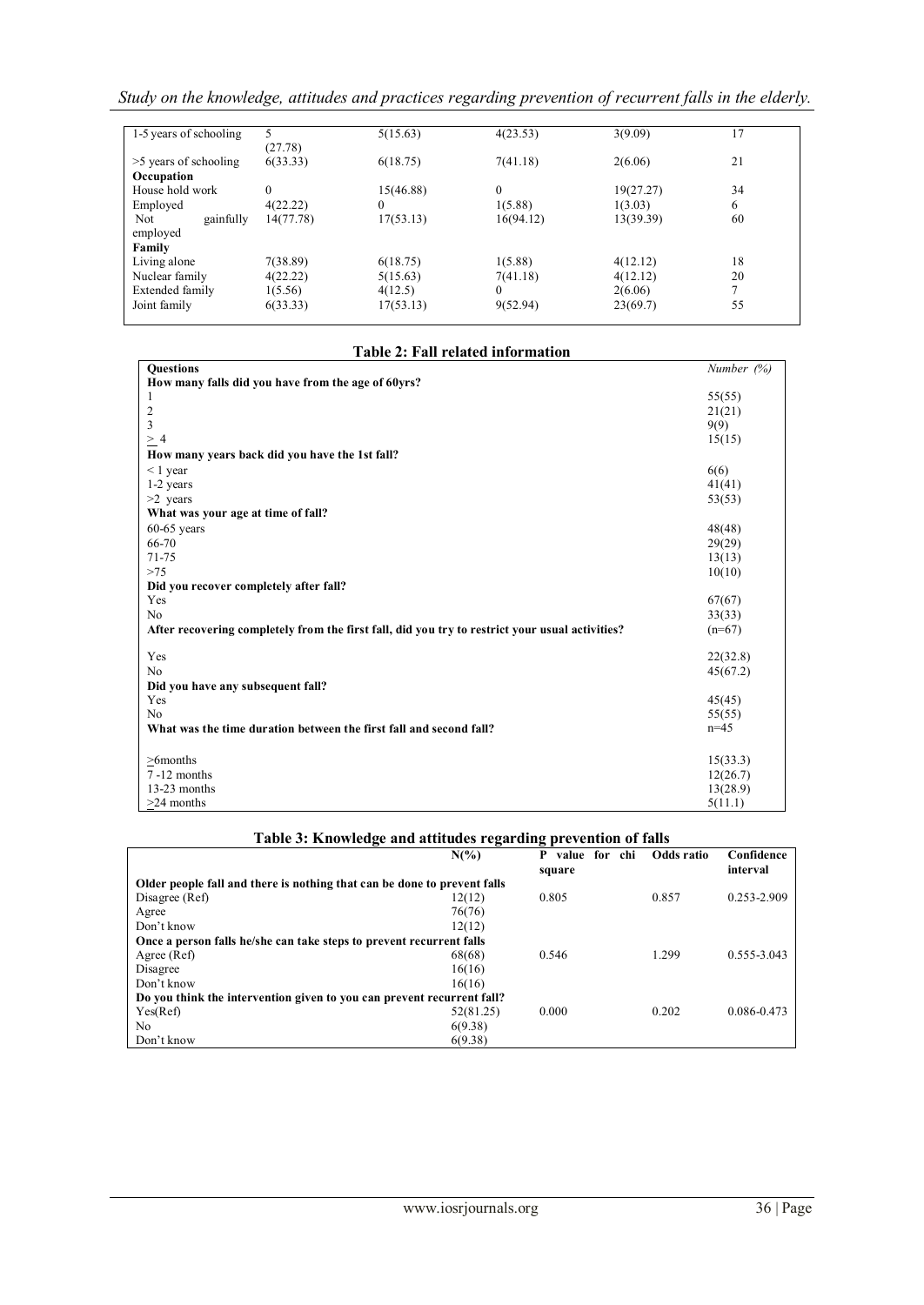| | | | | | |
|---|---|---|---|---|---|
| 1-5 years of schooling | 5 (27.78) | 5(15.63) | 4(23.53) | 3(9.09) | 17 |
| >5 years of schooling | 6(33.33) | 6(18.75) | 7(41.18) | 2(6.06) | 21 |
| **Occupation** | | | | | |
| House hold work | 0 | 15(46.88) | 0 | 19(27.27) | 34 |
| Employed | 4(22.22) | 0 | 1(5.88) | 1(3.03) | 6 |
| Not gainfully employed | 14(77.78) | 17(53.13) | 16(94.12) | 13(39.39) | 60 |
| **Family** | | | | | |
| Living alone | 7(38.89) | 6(18.75) | 1(5.88) | 4(12.12) | 18 |
| Nuclear family | 4(22.22) | 5(15.63) | 7(41.18) | 4(12.12) | 20 |
| Extended family | 1(5.56) | 4(12.5) | 0 | 2(6.06) | 7 |
| Joint family | 6(33.33) | 17(53.13) | 9(52.94) | 23(69.7) | 55 |

**Table 2: Fall related information**

| **Questions** | *Number (%)* |
|---|---|
| **How many falls did you have from the age of 60yrs?** | |
| 1 | 55(55) |
| 2 | 21(21) |
| 3 | 9(9) |
| ≥ 4 | 15(15) |
| **How many years back did you have the 1st fall?** | |
| < 1 year | 6(6) |
| 1-2 years | 41(41) |
| >2 years | 53(53) |
| **What was your age at time of fall?** | |
| 60-65 years | 48(48) |
| 66-70 | 29(29) |
| 71-75 | 13(13) |
| >75 | 10(10) |
| **Did you recover completely after fall?** | |
| Yes | 67(67) |
| No | 33(33) |
| **After recovering completely from the first fall, did you try to restrict your usual activities?** | (n=67) |
| Yes | 22(32.8) |
| No | 45(67.2) |
| **Did you have any subsequent fall?** | |
| Yes | 45(45) |
| No | 55(55) |
| **What was the time duration between the first fall and second fall?** | n=45 |
| ≥6months | 15(33.3) |
| 7 -12 months | 12(26.7) |
| 13-23 months | 13(28.9) |
| ≥24 months | 5(11.1) |

**Table 3: Knowledge and attitudes regarding prevention of falls**

| | N(%) | P value for chi square | Odds ratio | Confidence interval |
|---|---|---|---|---|
| **Older people fall and there is nothing that can be done to prevent falls** | | | | |
| Disagree (Ref) | 12(12) | 0.805 | 0.857 | 0.253-2.909 |
| Agree | 76(76) | | | |
| Don't know | 12(12) | | | |
| **Once a person falls he/she can take steps to prevent recurrent falls** | | | | |
| Agree (Ref) | 68(68) | 0.546 | 1.299 | 0.555-3.043 |
| Disagree | 16(16) | | | |
| Don't know | 16(16) | | | |
| **Do you think the intervention given to you can prevent recurrent fall?** | | | | |
| Yes(Ref) | 52(81.25) | 0.000 | 0.202 | 0.086-0.473 |
| No | 6(9.38) | | | |
| Don't know | 6(9.38) | | | |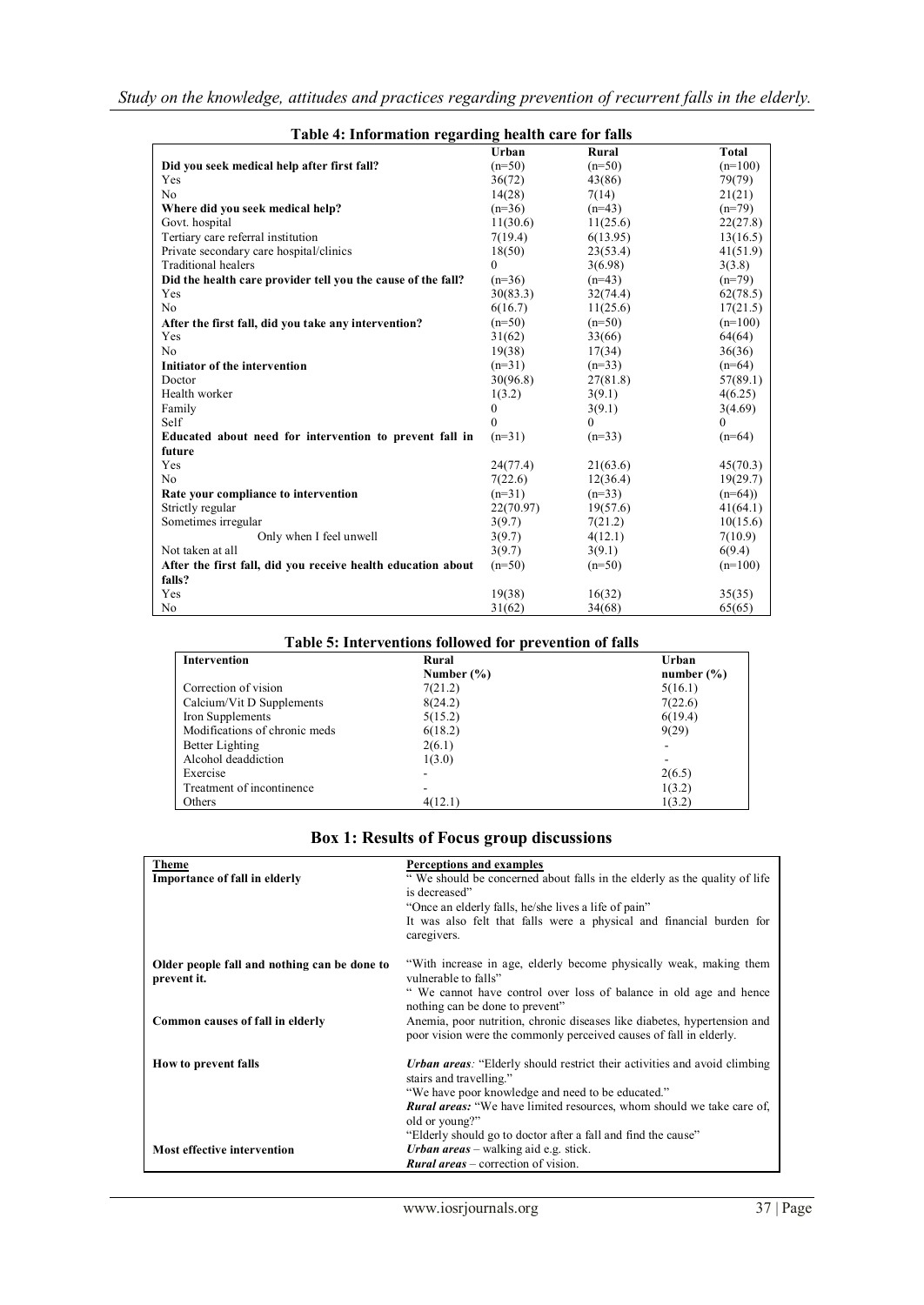**Table 4: Information regarding health care for falls**

| | Urban | Rural | Total |
|---|---|---|---|
| **Did you seek medical help after first fall?** | (n=50) | (n=50) | (n=100) |
| Yes | 36(72) | 43(86) | 79(79) |
| No | 14(28) | 7(14) | 21(21) |
| **Where did you seek medical help?** | (n=36) | (n=43) | (n=79) |
| Govt. hospital | 11(30.6) | 11(25.6) | 22(27.8) |
| Tertiary care referral institution | 7(19.4) | 6(13.95) | 13(16.5) |
| Private secondary care hospital/clinics | 18(50) | 23(53.4) | 41(51.9) |
| Traditional healers | 0 | 3(6.98) | 3(3.8) |
| **Did the health care provider tell you the cause of the fall?** | (n=36) | (n=43) | (n=79) |
| Yes | 30(83.3) | 32(74.4) | 62(78.5) |
| No | 6(16.7) | 11(25.6) | 17(21.5) |
| **After the first fall, did you take any intervention?** | (n=50) | (n=50) | (n=100) |
| Yes | 31(62) | 33(66) | 64(64) |
| No | 19(38) | 17(34) | 36(36) |
| **Initiator of the intervention** | (n=31) | (n=33) | (n=64) |
| Doctor | 30(96.8) | 27(81.8) | 57(89.1) |
| Health worker | 1(3.2) | 3(9.1) | 4(6.25) |
| Family | 0 | 3(9.1) | 3(4.69) |
| Self | 0 | 0 | 0 |
| **Educated about need for intervention to prevent fall in future** | (n=31) | (n=33) | (n=64) |
| Yes | 24(77.4) | 21(63.6) | 45(70.3) |
| No | 7(22.6) | 12(36.4) | 19(29.7) |
| **Rate your compliance to intervention** | (n=31) | (n=33) | (n=64)) |
| Strictly regular | 22(70.97) | 19(57.6) | 41(64.1) |
| Sometimes irregular | 3(9.7) | 7(21.2) | 10(15.6) |
| Only when I feel unwell | 3(9.7) | 4(12.1) | 7(10.9) |
| Not taken at all | 3(9.7) | 3(9.1) | 6(9.4) |
| **After the first fall, did you receive health education about falls?** | (n=50) | (n=50) | (n=100) |
| Yes | 19(38) | 16(32) | 35(35) |
| No | 31(62) | 34(68) | 65(65) |

**Table 5: Interventions followed for prevention of falls**

| Intervention | Rural Number (%) | Urban number (%) |
|---|---|---|
| Correction of vision | 7(21.2) | 5(16.1) |
| Calcium/Vit D Supplements | 8(24.2) | 7(22.6) |
| Iron Supplements | 5(15.2) | 6(19.4) |
| Modifications of chronic meds | 6(18.2) | 9(29) |
| Better Lighting | 2(6.1) | - |
| Alcohol deaddiction | 1(3.0) | - |
| Exercise | - | 2(6.5) |
| Treatment of incontinence | - | 1(3.2) |
| Others | 4(12.1) | 1(3.2) |

**Box 1: Results of Focus group discussions**

| Theme | Perceptions and examples |
|---|---|
| **Importance of fall in elderly** | " We should be concerned about falls in the elderly as the quality of life is decreased"<br>"Once an elderly falls, he/she lives a life of pain"<br>It was also felt that falls were a physical and financial burden for caregivers. |
| **Older people fall and nothing can be done to prevent it.** | "With increase in age, elderly become physically weak, making them vulnerable to falls"<br>" We cannot have control over loss of balance in old age and hence nothing can be done to prevent" |
| **Common causes of fall in elderly** | Anemia, poor nutrition, chronic diseases like diabetes, hypertension and poor vision were the commonly perceived causes of fall in elderly. |
| **How to prevent falls** | ***Urban areas**:* "Elderly should restrict their activities and avoid climbing stairs and travelling."<br>"We have poor knowledge and need to be educated."<br>***Rural areas:*** "We have limited resources, whom should we take care of, old or young?"<br>"Elderly should go to doctor after a fall and find the cause" |
| **Most effective intervention** | ***Urban areas*** – walking aid e.g. stick.<br>***Rural areas*** – correction of vision. |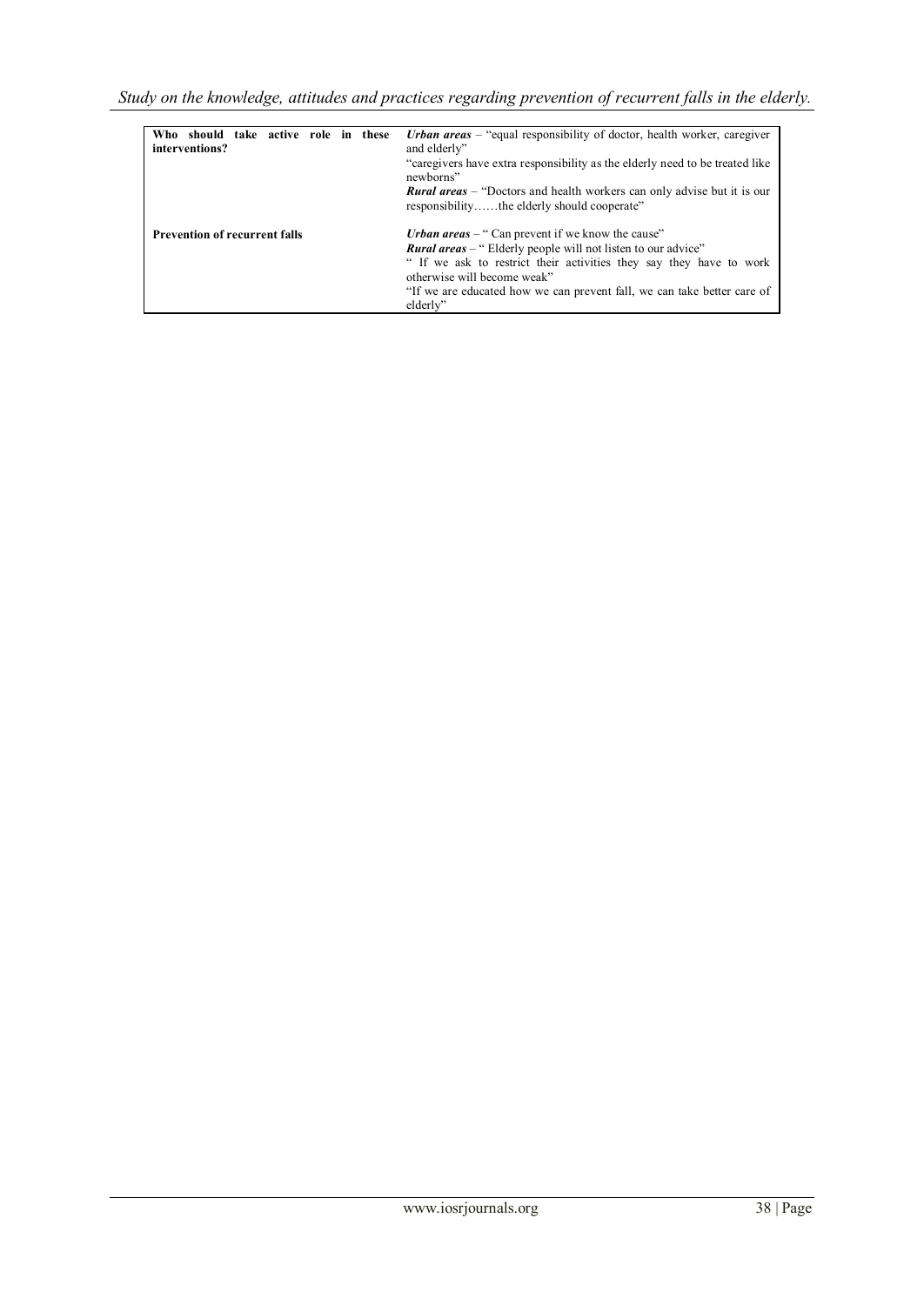| | |
|---|---|
| **Who should take active role in these interventions?** | ***Urban areas*** – "equal responsibility of doctor, health worker, caregiver and elderly"<br>"caregivers have extra responsibility as the elderly need to be treated like newborns"<br>***Rural areas*** – "Doctors and health workers can only advise but it is our responsibility……the elderly should cooperate" |
| **Prevention of recurrent falls** | ***Urban areas*** – " Can prevent if we know the cause"<br>***Rural areas*** – " Elderly people will not listen to our advice"<br>" If we ask to restrict their activities they say they have to work otherwise will become weak"<br>"If we are educated how we can prevent fall, we can take better care of elderly" |